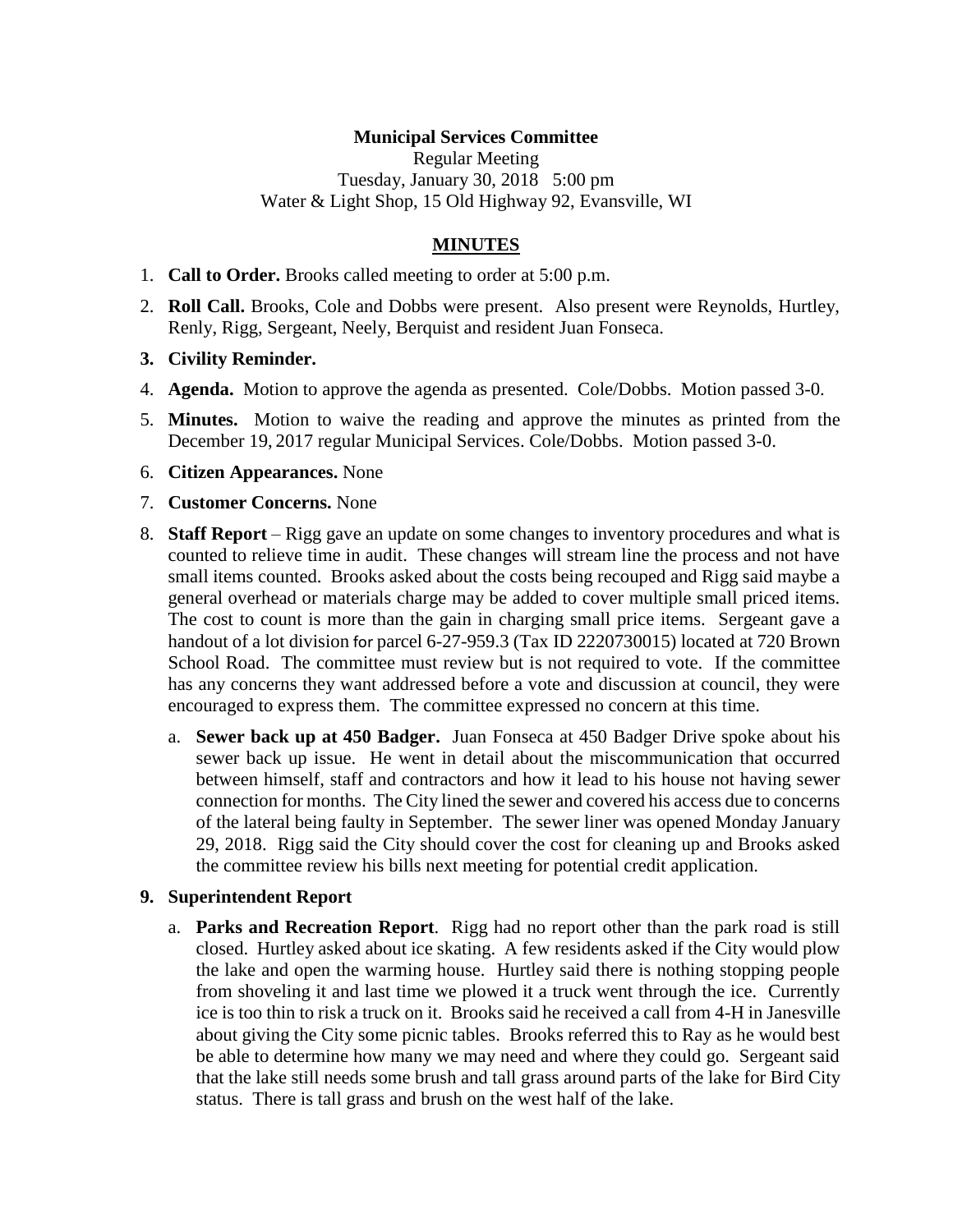**Municipal Services Committee**

Regular Meeting

Tuesday, January 30, 2018 5:00 pm

Water & Light Shop, 15 Old Highway 92, Evansville, WI

**MINUTES**

1. **Call to Order.** Brooks called meeting to order at 5:00 p.m.
2. **Roll Call.** Brooks, Cole and Dobbs were present. Also present were Reynolds, Hurtley, Renly, Rigg, Sergeant, Neely, Berquist and resident Juan Fonseca.
3. **Civility Reminder.**
4. **Agenda.** Motion to approve the agenda as presented. Cole/Dobbs. Motion passed 3-0.
5. **Minutes.** Motion to waive the reading and approve the minutes as printed from the December 19, 2017 regular Municipal Services. Cole/Dobbs. Motion passed 3-0.
6. **Citizen Appearances.** None
7. **Customer Concerns.** None
8. **Staff Report** – Rigg gave an update on some changes to inventory procedures and what is counted to relieve time in audit. These changes will stream line the process and not have small items counted. Brooks asked about the costs being recouped and Rigg said maybe a general overhead or materials charge may be added to cover multiple small priced items. The cost to count is more than the gain in charging small price items. Sergeant gave a handout of a lot division for parcel 6-27-959.3 (Tax ID 2220730015) located at 720 Brown School Road. The committee must review but is not required to vote. If the committee has any concerns they want addressed before a vote and discussion at council, they were encouraged to express them. The committee expressed no concern at this time.
   a. **Sewer back up at 450 Badger.** Juan Fonseca at 450 Badger Drive spoke about his sewer back up issue. He went in detail about the miscommunication that occurred between himself, staff and contractors and how it lead to his house not having sewer connection for months. The City lined the sewer and covered his access due to concerns of the lateral being faulty in September. The sewer liner was opened Monday January 29, 2018. Rigg said the City should cover the cost for cleaning up and Brooks asked the committee review his bills next meeting for potential credit application.
9. **Superintendent Report**
   a. **Parks and Recreation Report**. Rigg had no report other than the park road is still closed. Hurtley asked about ice skating. A few residents asked if the City would plow the lake and open the warming house. Hurtley said there is nothing stopping people from shoveling it and last time we plowed it a truck went through the ice. Currently ice is too thin to risk a truck on it. Brooks said he received a call from 4-H in Janesville about giving the City some picnic tables. Brooks referred this to Ray as he would best be able to determine how many we may need and where they could go. Sergeant said that the lake still needs some brush and tall grass around parts of the lake for Bird City status. There is tall grass and brush on the west half of the lake.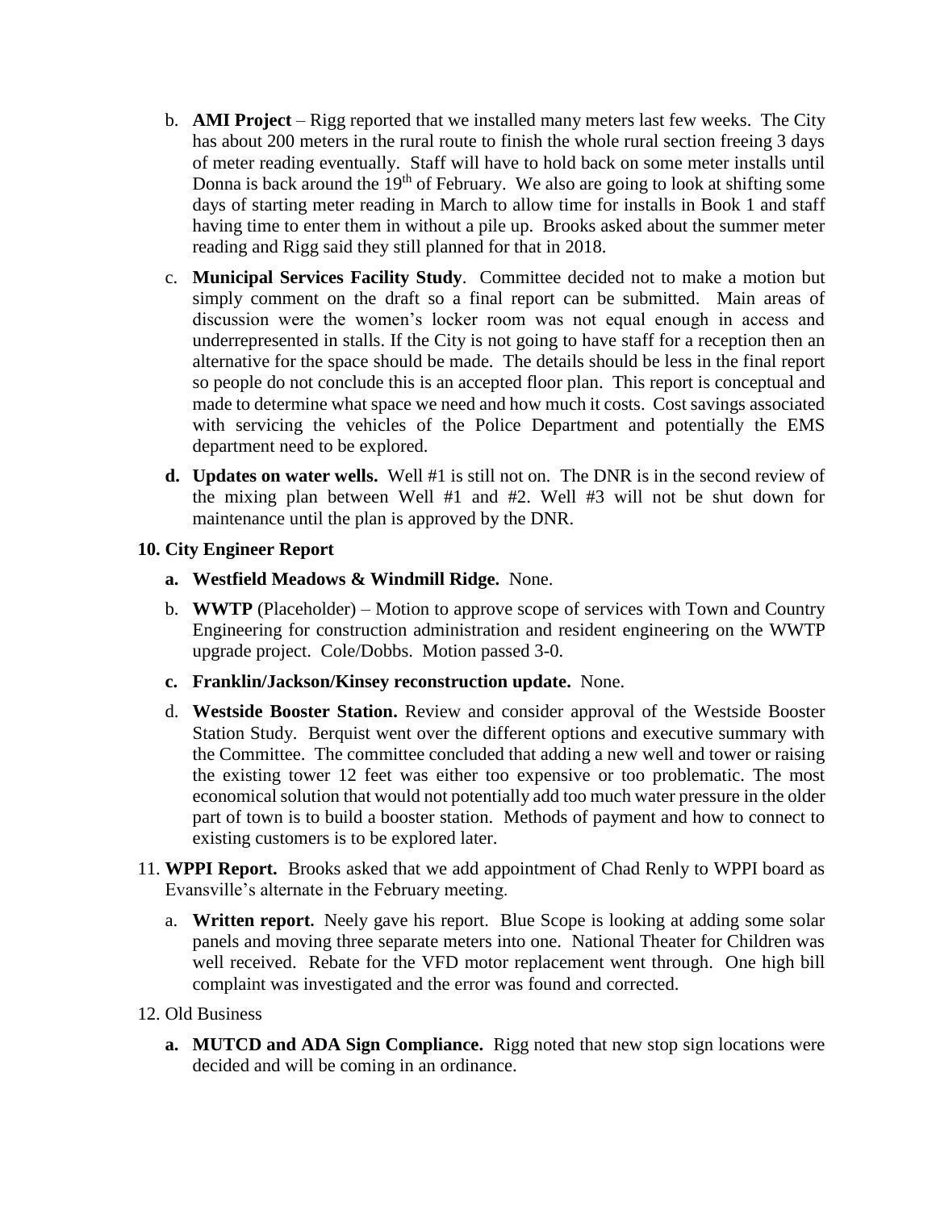b. **AMI Project** – Rigg reported that we installed many meters last few weeks. The City has about 200 meters in the rural route to finish the whole rural section freeing 3 days of meter reading eventually. Staff will have to hold back on some meter installs until Donna is back around the 19th of February. We also are going to look at shifting some days of starting meter reading in March to allow time for installs in Book 1 and staff having time to enter them in without a pile up. Brooks asked about the summer meter reading and Rigg said they still planned for that in 2018.

c. **Municipal Services Facility Study**. Committee decided not to make a motion but simply comment on the draft so a final report can be submitted. Main areas of discussion were the women's locker room was not equal enough in access and underrepresented in stalls. If the City is not going to have staff for a reception then an alternative for the space should be made. The details should be less in the final report so people do not conclude this is an accepted floor plan. This report is conceptual and made to determine what space we need and how much it costs. Cost savings associated with servicing the vehicles of the Police Department and potentially the EMS department need to be explored.

**d. Updates on water wells.** Well #1 is still not on. The DNR is in the second review of the mixing plan between Well #1 and #2. Well #3 will not be shut down for maintenance until the plan is approved by the DNR.

**10. City Engineer Report**

**a. Westfield Meadows & Windmill Ridge.** None.

b. **WWTP** (Placeholder) – Motion to approve scope of services with Town and Country Engineering for construction administration and resident engineering on the WWTP upgrade project. Cole/Dobbs. Motion passed 3-0.

**c. Franklin/Jackson/Kinsey reconstruction update.** None.

d. **Westside Booster Station.** Review and consider approval of the Westside Booster Station Study. Berquist went over the different options and executive summary with the Committee. The committee concluded that adding a new well and tower or raising the existing tower 12 feet was either too expensive or too problematic. The most economical solution that would not potentially add too much water pressure in the older part of town is to build a booster station. Methods of payment and how to connect to existing customers is to be explored later.

11. **WPPI Report.** Brooks asked that we add appointment of Chad Renly to WPPI board as Evansville's alternate in the February meeting.

a. **Written report.** Neely gave his report. Blue Scope is looking at adding some solar panels and moving three separate meters into one. National Theater for Children was well received. Rebate for the VFD motor replacement went through. One high bill complaint was investigated and the error was found and corrected.

12. Old Business

**a. MUTCD and ADA Sign Compliance.** Rigg noted that new stop sign locations were decided and will be coming in an ordinance.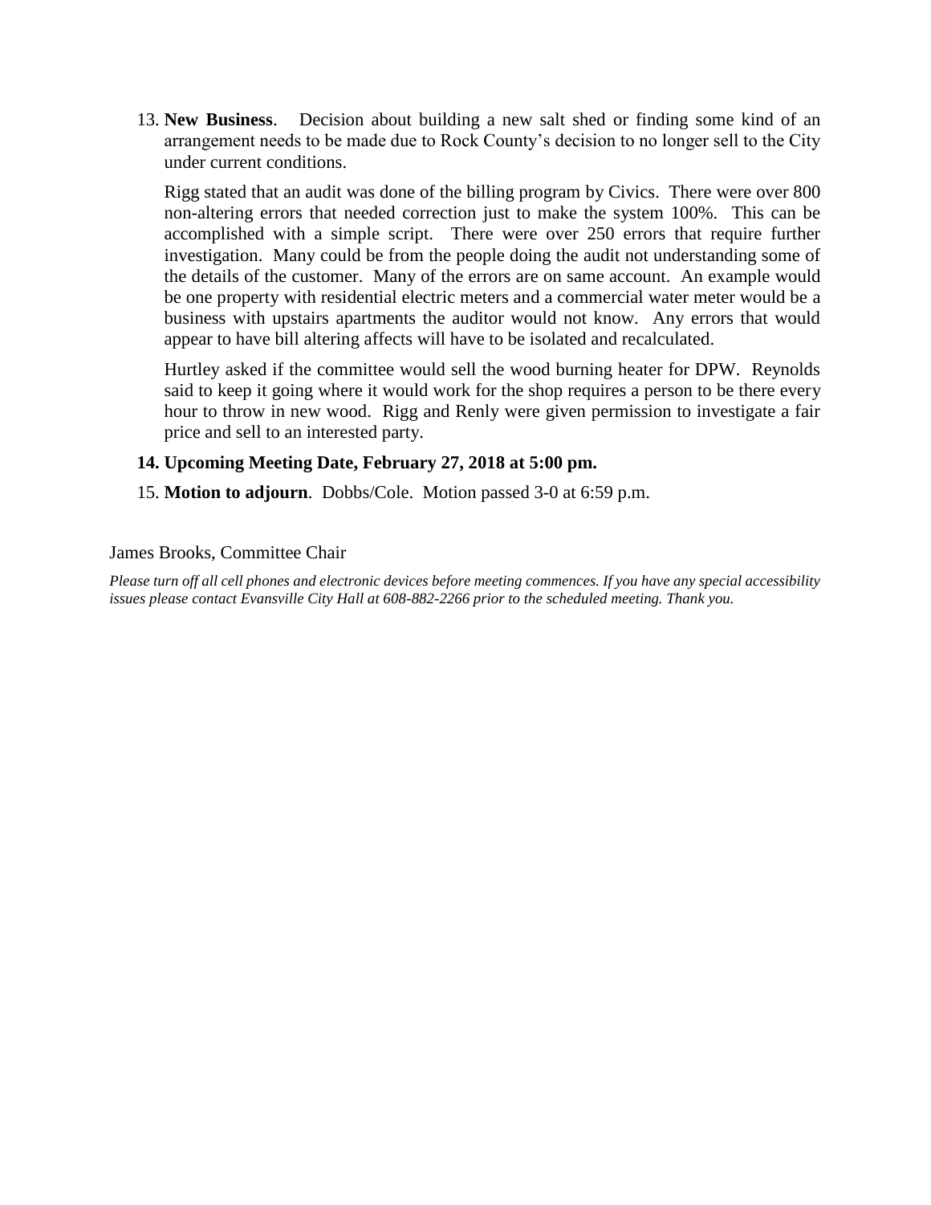13. **New Business**. Decision about building a new salt shed or finding some kind of an arrangement needs to be made due to Rock County's decision to no longer sell to the City under current conditions.

    Rigg stated that an audit was done of the billing program by Civics. There were over 800 non-altering errors that needed correction just to make the system 100%. This can be accomplished with a simple script. There were over 250 errors that require further investigation. Many could be from the people doing the audit not understanding some of the details of the customer. Many of the errors are on same account. An example would be one property with residential electric meters and a commercial water meter would be a business with upstairs apartments the auditor would not know. Any errors that would appear to have bill altering affects will have to be isolated and recalculated.

    Hurtley asked if the committee would sell the wood burning heater for DPW. Reynolds said to keep it going where it would work for the shop requires a person to be there every hour to throw in new wood. Rigg and Renly were given permission to investigate a fair price and sell to an interested party.

14. **Upcoming Meeting Date, February 27, 2018 at 5:00 pm.**

15. **Motion to adjourn**. Dobbs/Cole. Motion passed 3-0 at 6:59 p.m.

James Brooks, Committee Chair

*Please turn off all cell phones and electronic devices before meeting commences. If you have any special accessibility issues please contact Evansville City Hall at 608-882-2266 prior to the scheduled meeting. Thank you.*